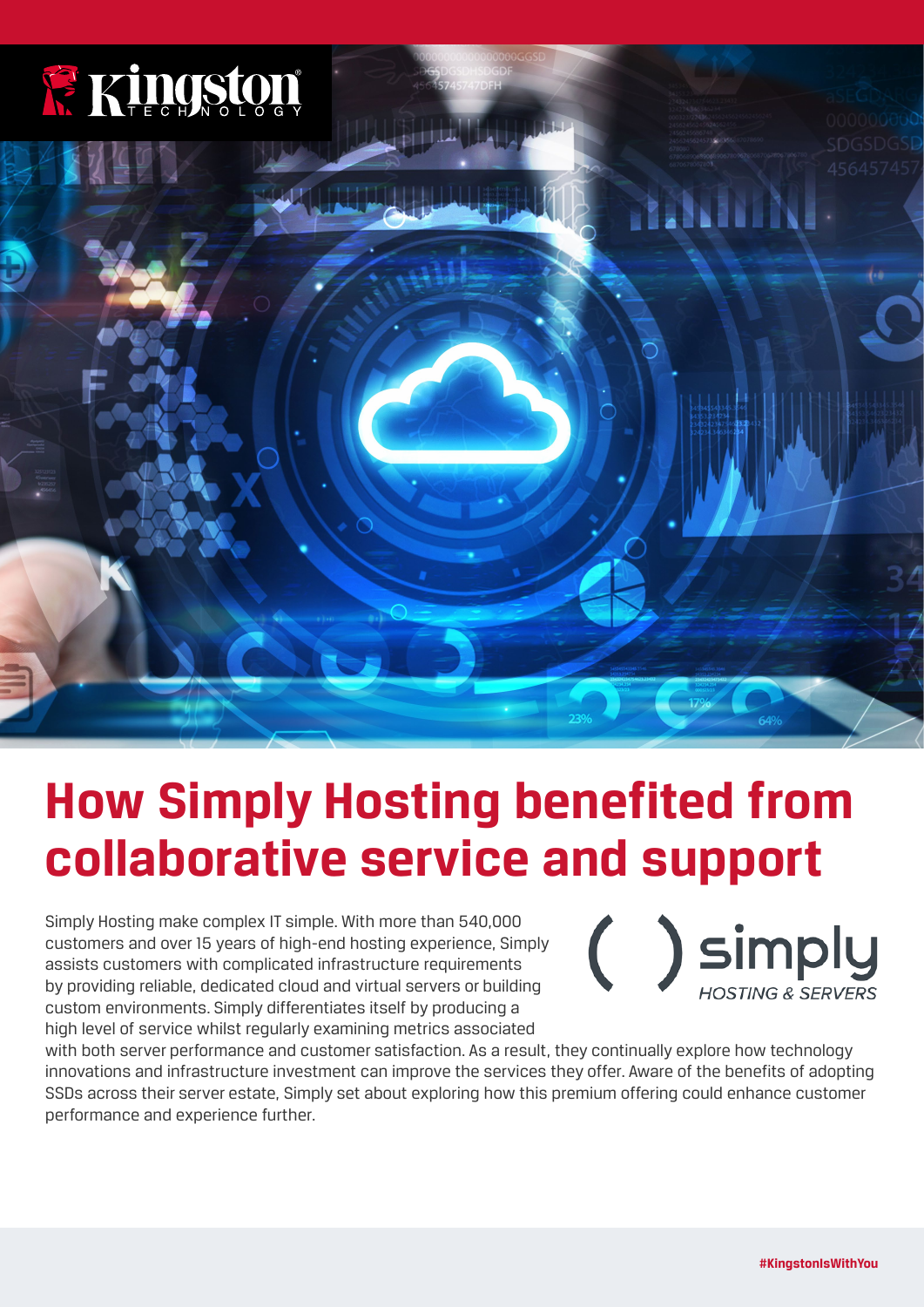# How Simply Hosting benefited from collaborative service and support

Simply Hosting make complex IT simple. With more than 540,000 customers and over 15 years of high-end hosting experience, Simply assists customers with complicated infrastructure requirements by providing reliable, dedicated cloud and virtual servers or building custom environments. Simply differentiates itself by producing a high level of service whilst regularly examining metrics associated with both server performance and customer satisfaction. As a result, they continually explore how technology innovations and infrastructure investment can improve the services they offer. Aware of the benefits of adopting SSDs across their server estate, Simply set about exploring how this premium offering could enhance customer performance and experience further.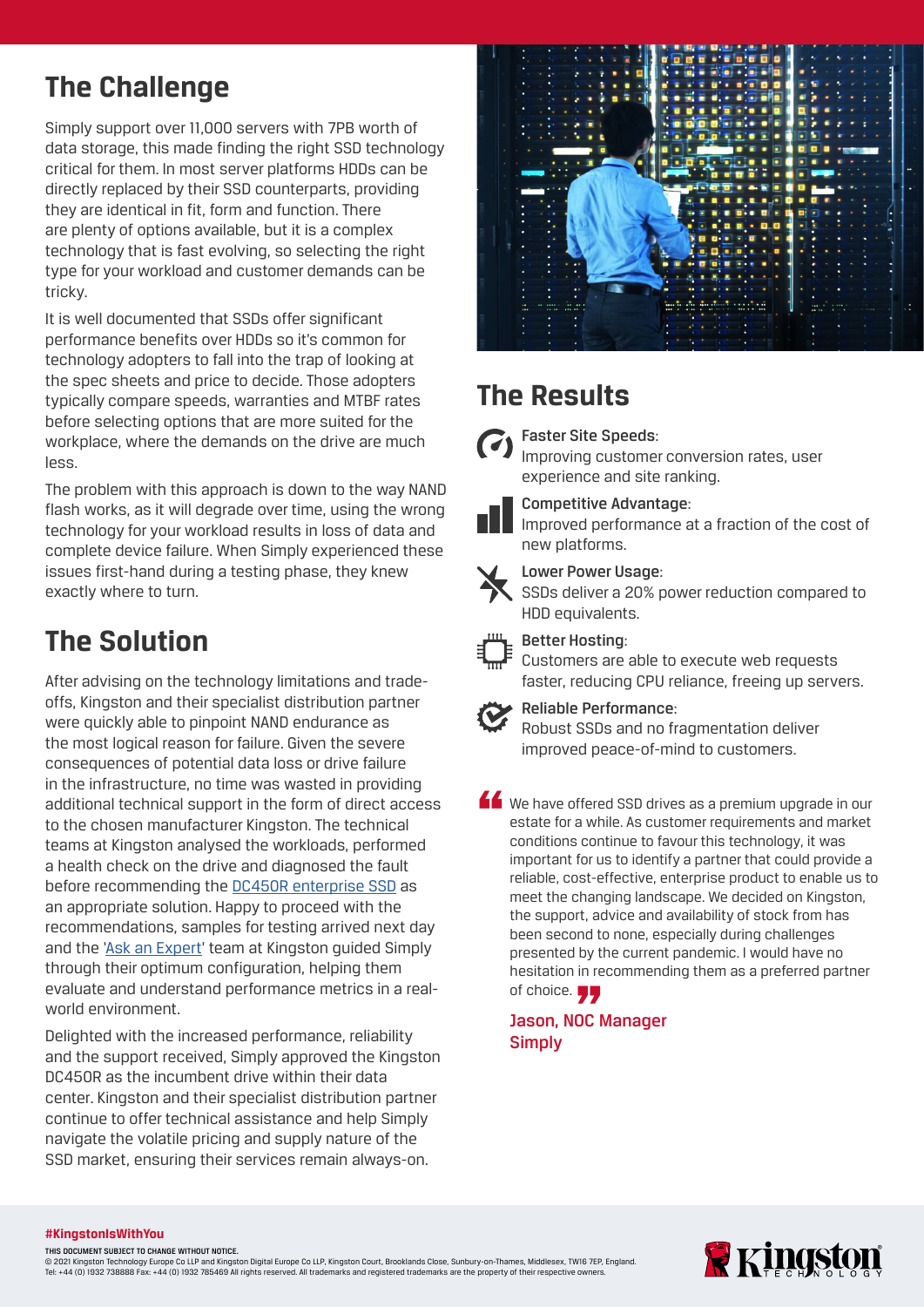## The Challenge

Simply support over 11,000 servers with 7PB worth of data storage, this made finding the right SSD technology critical for them. In most server platforms HDDs can be directly replaced by their SSD counterparts, providing they are identical in fit, form and function. There are plenty of options available, but it is a complex technology that is fast evolving, so selecting the right type for your workload and customer demands can be tricky.

It is well documented that SSDs offer significant performance benefits over HDDs so it's common for technology adopters to fall into the trap of looking at the spec sheets and price to decide. Those adopters typically compare speeds, warranties and MTBF rates before selecting options that are more suited for the workplace, where the demands on the drive are much less.

The problem with this approach is down to the way NAND flash works, as it will degrade over time, using the wrong technology for your workload results in loss of data and complete device failure. When Simply experienced these issues first-hand during a testing phase, they knew exactly where to turn.

## The Solution

After advising on the technology limitations and trade-offs, Kingston and their specialist distribution partner were quickly able to pinpoint NAND endurance as the most logical reason for failure. Given the severe consequences of potential data loss or drive failure in the infrastructure, no time was wasted in providing additional technical support in the form of direct access to the chosen manufacturer Kingston. The technical teams at Kingston analysed the workloads, performed a health check on the drive and diagnosed the fault before recommending the DC450R enterprise SSD as an appropriate solution. Happy to proceed with the recommendations, samples for testing arrived next day and the 'Ask an Expert' team at Kingston guided Simply through their optimum configuration, helping them evaluate and understand performance metrics in a real-world environment.

Delighted with the increased performance, reliability and the support received, Simply approved the Kingston DC450R as the incumbent drive within their data center. Kingston and their specialist distribution partner continue to offer technical assistance and help Simply navigate the volatile pricing and supply nature of the SSD market, ensuring their services remain always-on.

## The Results

**Faster Site Speeds**: Improving customer conversion rates, user experience and site ranking.

**Competitive Advantage**: Improved performance at a fraction of the cost of new platforms.

**Lower Power Usage**: SSDs deliver a 20% power reduction compared to HDD equivalents.

**Better Hosting**: Customers are able to execute web requests faster, reducing CPU reliance, freeing up servers.

**Reliable Performance**: Robust SSDs and no fragmentation deliver improved peace-of-mind to customers.

> "We have offered SSD drives as a premium upgrade in our estate for a while. As customer requirements and market conditions continue to favour this technology, it was important for us to identify a partner that could provide a reliable, cost-effective, enterprise product to enable us to meet the changing landscape. We decided on Kingston, the support, advice and availability of stock from has been second to none, especially during challenges presented by the current pandemic. I would have no hesitation in recommending them as a preferred partner of choice."

**Jason, NOC Manager**
**Simply**

#KingstonIsWithYou

THIS DOCUMENT SUBJECT TO CHANGE WITHOUT NOTICE.
© 2021 Kingston Technology Europe Co LLP and Kingston Digital Europe Co LLP, Kingston Court, Brooklands Close, Sunbury-on-Thames, Middlesex, TW16 7EP, England.
Tel: +44 (0) 1932 738888 Fax: +44 (0) 1932 785469 All rights reserved. All trademarks and registered trademarks are the property of their respective owners.